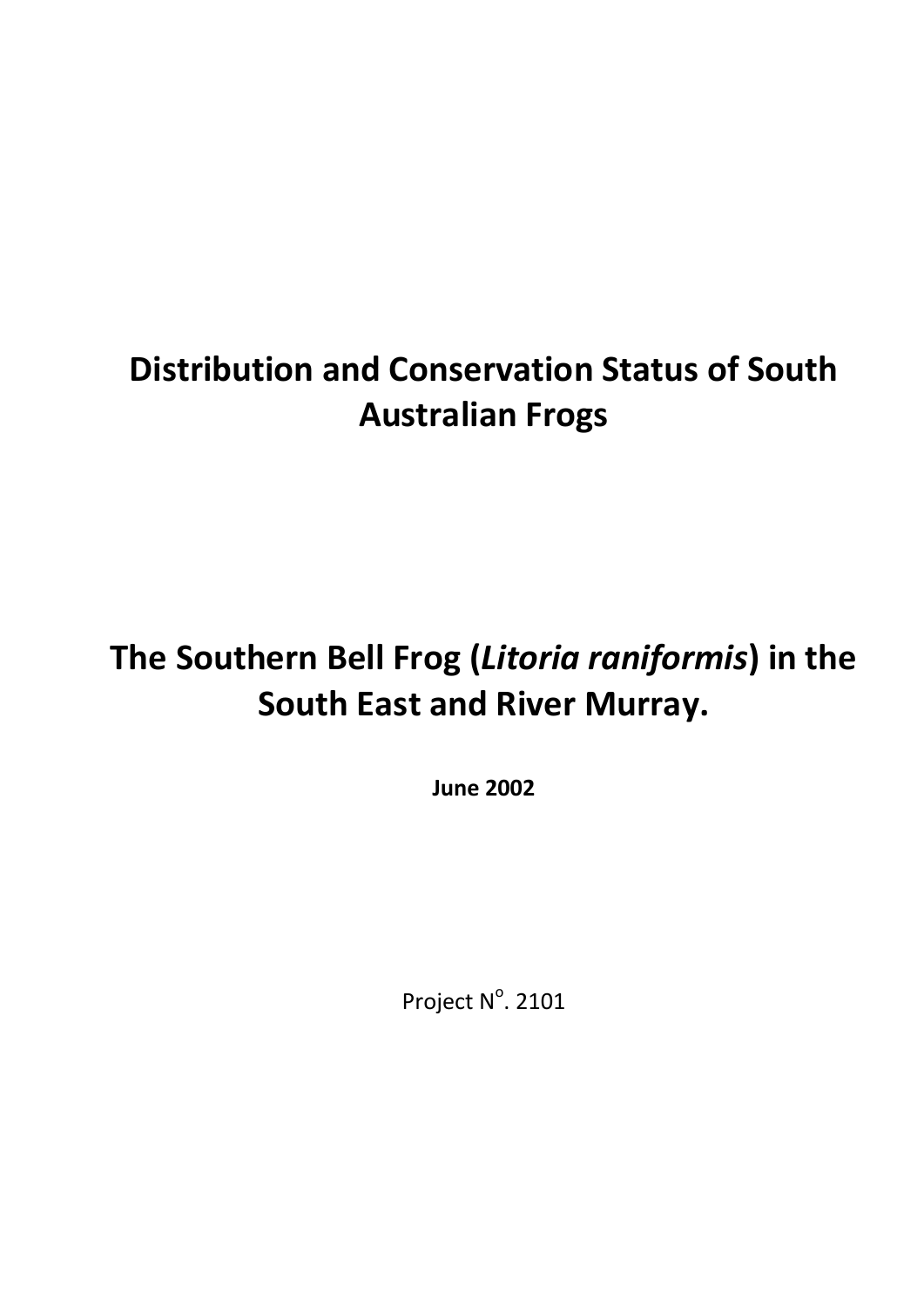# Distribution and Conservation Status of South Australian Frogs

# The Southern Bell Frog (*Litoria raniformis*) in the South East and River Murray.

**June 2002**

Project N°. 2101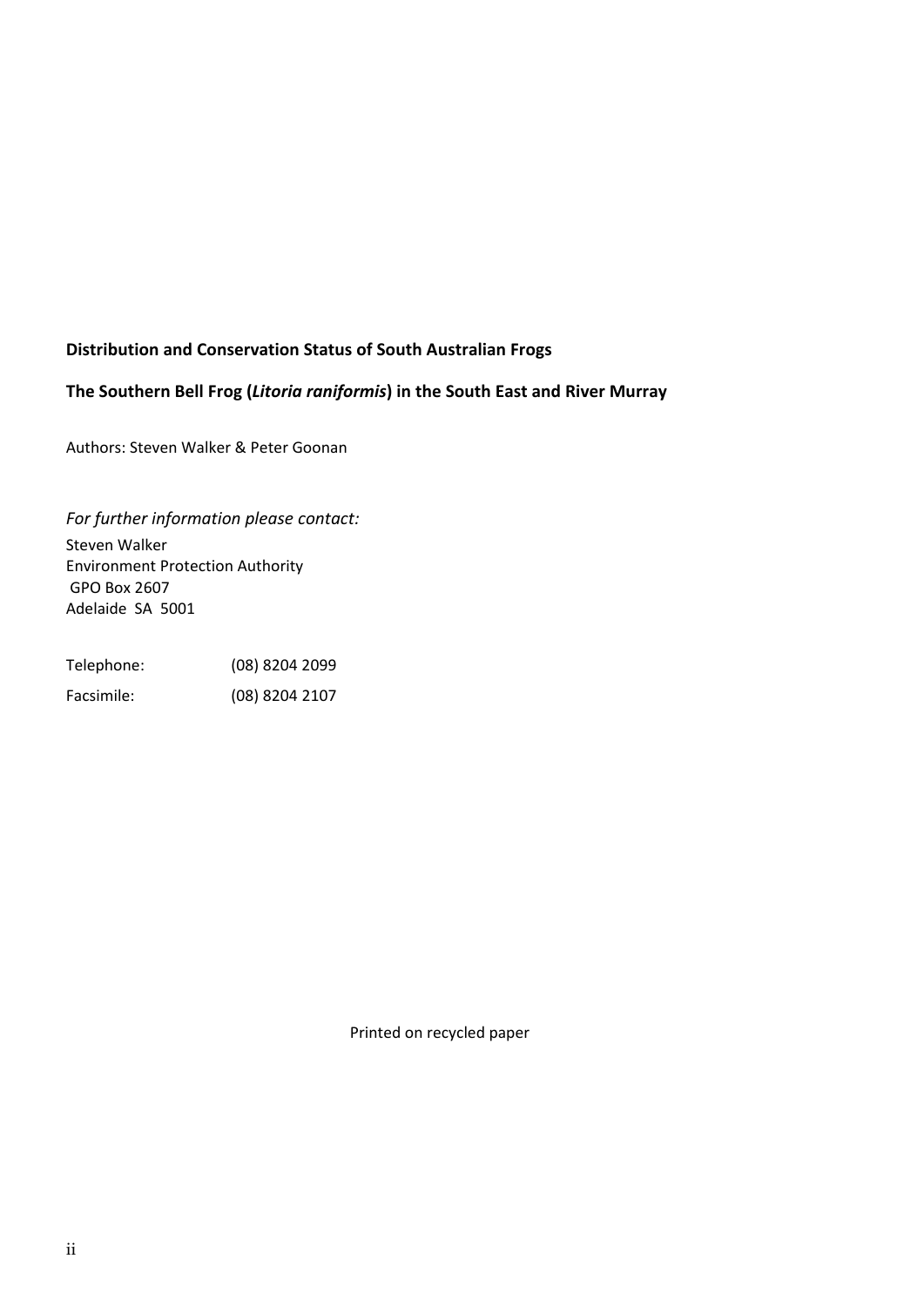**Distribution and Conservation Status of South Australian Frogs**

**The Southern Bell Frog (*Litoria raniformis*) in the South East and River Murray**

Authors: Steven Walker & Peter Goonan

*For further information please contact:*

Steven Walker
Environment Protection Authority
GPO Box 2607
Adelaide SA 5001

| Telephone: | (08) 8204 2099 |
|---|---|
| Facsimile: | (08) 8204 2107 |

Printed on recycled paper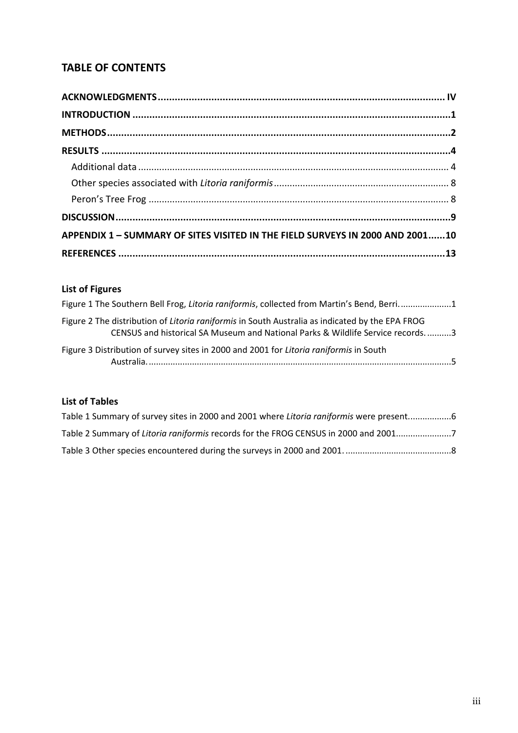## TABLE OF CONTENTS

**ACKNOWLEDGMENTS ..... IV**

**INTRODUCTION ..... 1**

**METHODS ..... 2**

**RESULTS ..... 4**

- Additional data ..... 4
- Other species associated with *Litoria raniformis* ..... 8
- Peron's Tree Frog ..... 8

**DISCUSSION ..... 9**

**APPENDIX 1 – SUMMARY OF SITES VISITED IN THE FIELD SURVEYS IN 2000 AND 2001 ..... 10**

**REFERENCES ..... 13**

### List of Figures

Figure 1 The Southern Bell Frog, *Litoria raniformis*, collected from Martin's Bend, Berri. ..... 1

Figure 2 The distribution of *Litoria raniformis* in South Australia as indicated by the EPA FROG CENSUS and historical SA Museum and National Parks & Wildlife Service records. ..... 3

Figure 3 Distribution of survey sites in 2000 and 2001 for *Litoria raniformis* in South Australia. ..... 5

### List of Tables

Table 1 Summary of survey sites in 2000 and 2001 where *Litoria raniformis* were present. ..... 6

Table 2 Summary of *Litoria raniformis* records for the FROG CENSUS in 2000 and 2001 ..... 7

Table 3 Other species encountered during the surveys in 2000 and 2001. ..... 8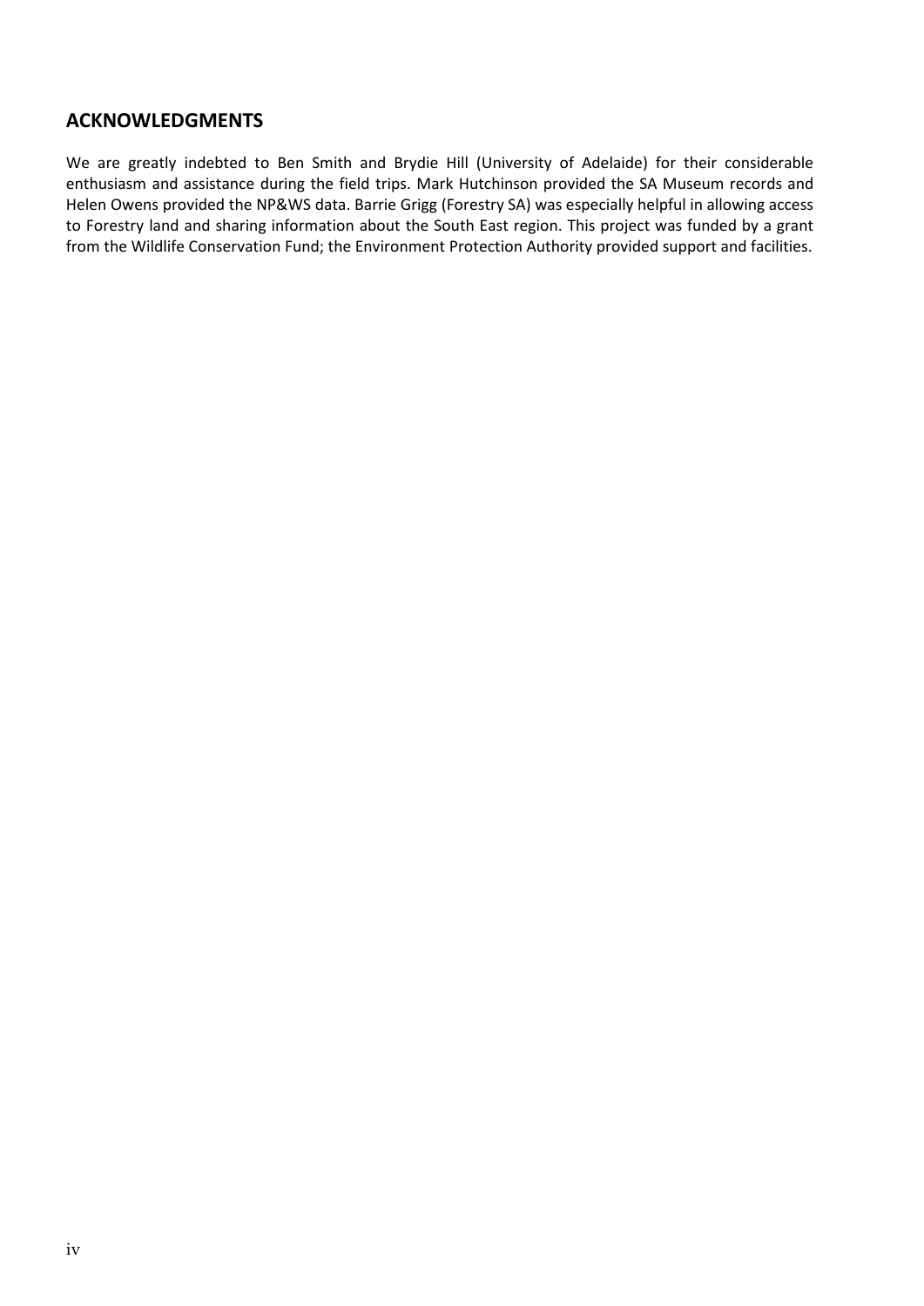## ACKNOWLEDGMENTS

We are greatly indebted to Ben Smith and Brydie Hill (University of Adelaide) for their considerable enthusiasm and assistance during the field trips. Mark Hutchinson provided the SA Museum records and Helen Owens provided the NP&WS data. Barrie Grigg (Forestry SA) was especially helpful in allowing access to Forestry land and sharing information about the South East region. This project was funded by a grant from the Wildlife Conservation Fund; the Environment Protection Authority provided support and facilities.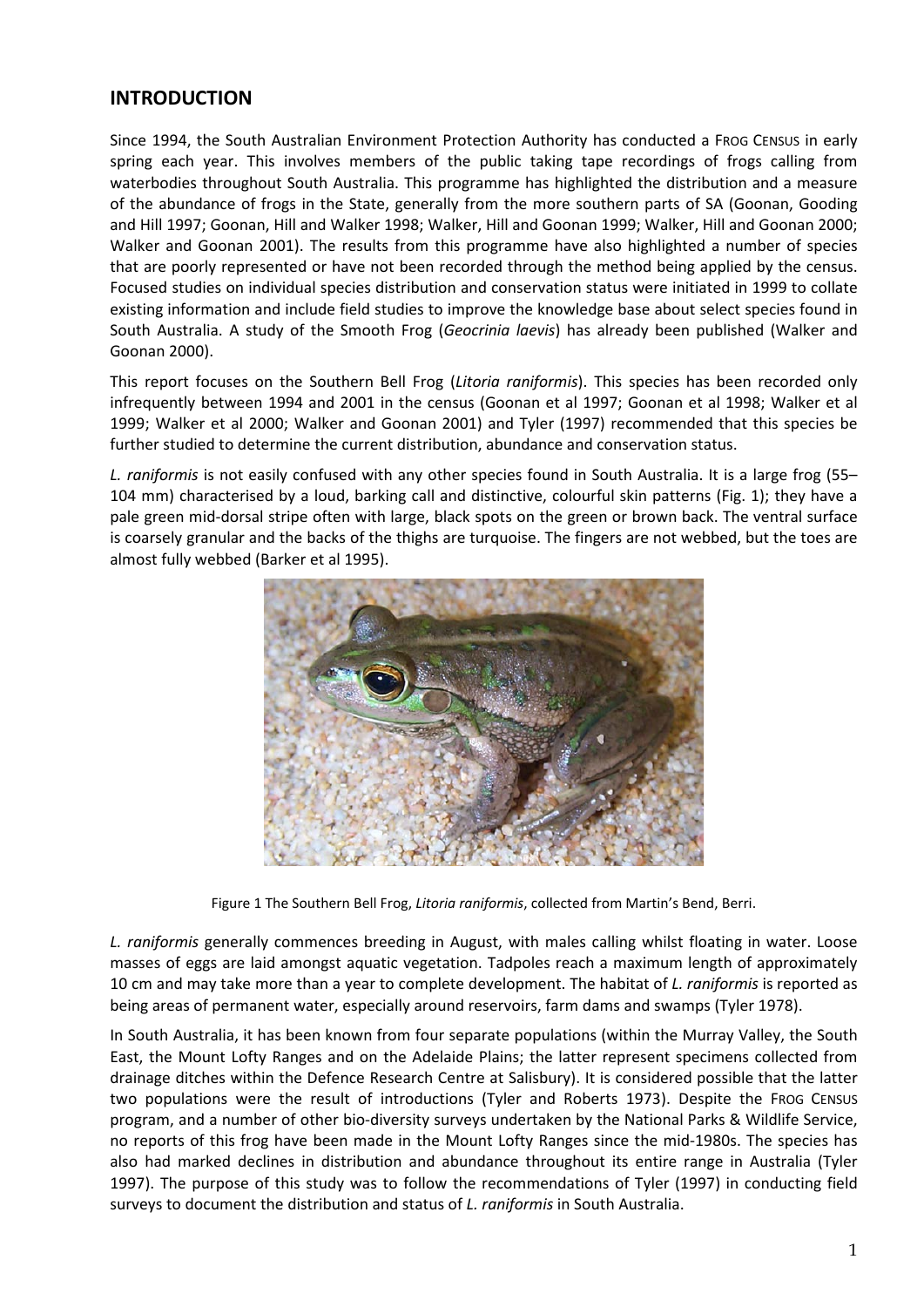## INTRODUCTION

Since 1994, the South Australian Environment Protection Authority has conducted a FROG CENSUS in early spring each year. This involves members of the public taking tape recordings of frogs calling from waterbodies throughout South Australia. This programme has highlighted the distribution and a measure of the abundance of frogs in the State, generally from the more southern parts of SA (Goonan, Gooding and Hill 1997; Goonan, Hill and Walker 1998; Walker, Hill and Goonan 1999; Walker, Hill and Goonan 2000; Walker and Goonan 2001). The results from this programme have also highlighted a number of species that are poorly represented or have not been recorded through the method being applied by the census. Focused studies on individual species distribution and conservation status were initiated in 1999 to collate existing information and include field studies to improve the knowledge base about select species found in South Australia. A study of the Smooth Frog (*Geocrinia laevis*) has already been published (Walker and Goonan 2000).

This report focuses on the Southern Bell Frog (*Litoria raniformis*). This species has been recorded only infrequently between 1994 and 2001 in the census (Goonan et al 1997; Goonan et al 1998; Walker et al 1999; Walker et al 2000; Walker and Goonan 2001) and Tyler (1997) recommended that this species be further studied to determine the current distribution, abundance and conservation status.

*L. raniformis* is not easily confused with any other species found in South Australia. It is a large frog (55–104 mm) characterised by a loud, barking call and distinctive, colourful skin patterns (Fig. 1); they have a pale green mid-dorsal stripe often with large, black spots on the green or brown back. The ventral surface is coarsely granular and the backs of the thighs are turquoise. The fingers are not webbed, but the toes are almost fully webbed (Barker et al 1995).

Figure 1 The Southern Bell Frog, *Litoria raniformis*, collected from Martin's Bend, Berri.

*L. raniformis* generally commences breeding in August, with males calling whilst floating in water. Loose masses of eggs are laid amongst aquatic vegetation. Tadpoles reach a maximum length of approximately 10 cm and may take more than a year to complete development. The habitat of *L. raniformis* is reported as being areas of permanent water, especially around reservoirs, farm dams and swamps (Tyler 1978).

In South Australia, it has been known from four separate populations (within the Murray Valley, the South East, the Mount Lofty Ranges and on the Adelaide Plains; the latter represent specimens collected from drainage ditches within the Defence Research Centre at Salisbury). It is considered possible that the latter two populations were the result of introductions (Tyler and Roberts 1973). Despite the FROG CENSUS program, and a number of other bio-diversity surveys undertaken by the National Parks & Wildlife Service, no reports of this frog have been made in the Mount Lofty Ranges since the mid-1980s. The species has also had marked declines in distribution and abundance throughout its entire range in Australia (Tyler 1997). The purpose of this study was to follow the recommendations of Tyler (1997) in conducting field surveys to document the distribution and status of *L. raniformis* in South Australia.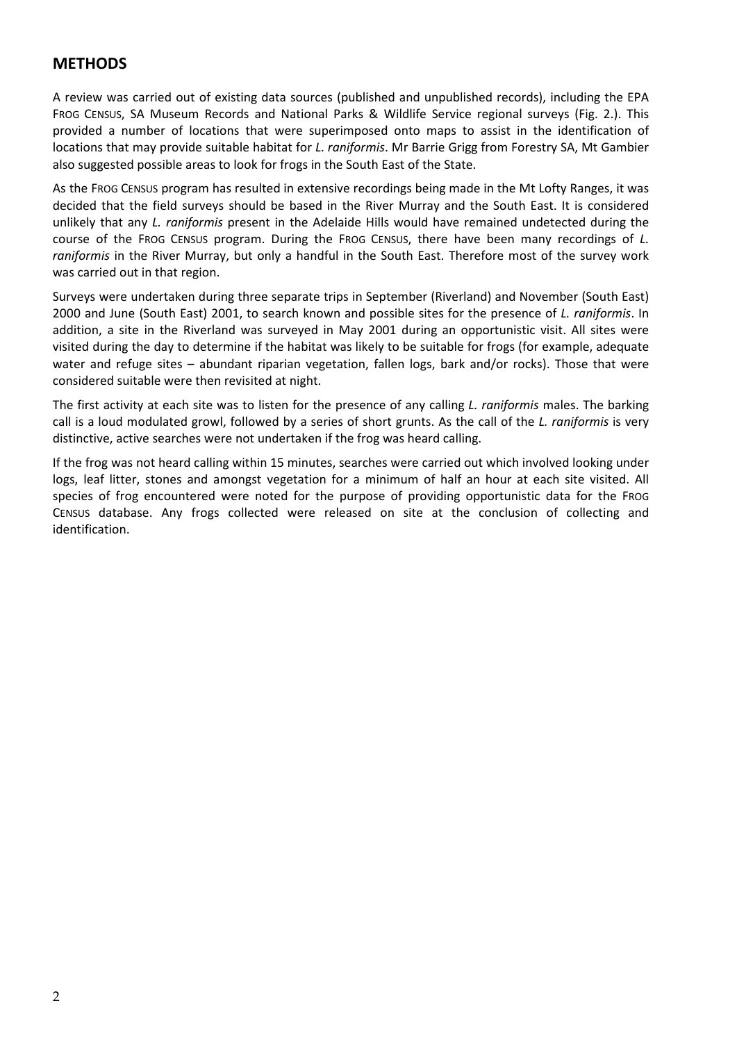## METHODS

A review was carried out of existing data sources (published and unpublished records), including the EPA FROG CENSUS, SA Museum Records and National Parks & Wildlife Service regional surveys (Fig. 2.). This provided a number of locations that were superimposed onto maps to assist in the identification of locations that may provide suitable habitat for *L. raniformis*. Mr Barrie Grigg from Forestry SA, Mt Gambier also suggested possible areas to look for frogs in the South East of the State.

As the FROG CENSUS program has resulted in extensive recordings being made in the Mt Lofty Ranges, it was decided that the field surveys should be based in the River Murray and the South East. It is considered unlikely that any *L. raniformis* present in the Adelaide Hills would have remained undetected during the course of the FROG CENSUS program. During the FROG CENSUS, there have been many recordings of *L. raniformis* in the River Murray, but only a handful in the South East. Therefore most of the survey work was carried out in that region.

Surveys were undertaken during three separate trips in September (Riverland) and November (South East) 2000 and June (South East) 2001, to search known and possible sites for the presence of *L. raniformis*. In addition, a site in the Riverland was surveyed in May 2001 during an opportunistic visit. All sites were visited during the day to determine if the habitat was likely to be suitable for frogs (for example, adequate water and refuge sites – abundant riparian vegetation, fallen logs, bark and/or rocks). Those that were considered suitable were then revisited at night.

The first activity at each site was to listen for the presence of any calling *L. raniformis* males. The barking call is a loud modulated growl, followed by a series of short grunts. As the call of the *L. raniformis* is very distinctive, active searches were not undertaken if the frog was heard calling.

If the frog was not heard calling within 15 minutes, searches were carried out which involved looking under logs, leaf litter, stones and amongst vegetation for a minimum of half an hour at each site visited. All species of frog encountered were noted for the purpose of providing opportunistic data for the FROG CENSUS database. Any frogs collected were released on site at the conclusion of collecting and identification.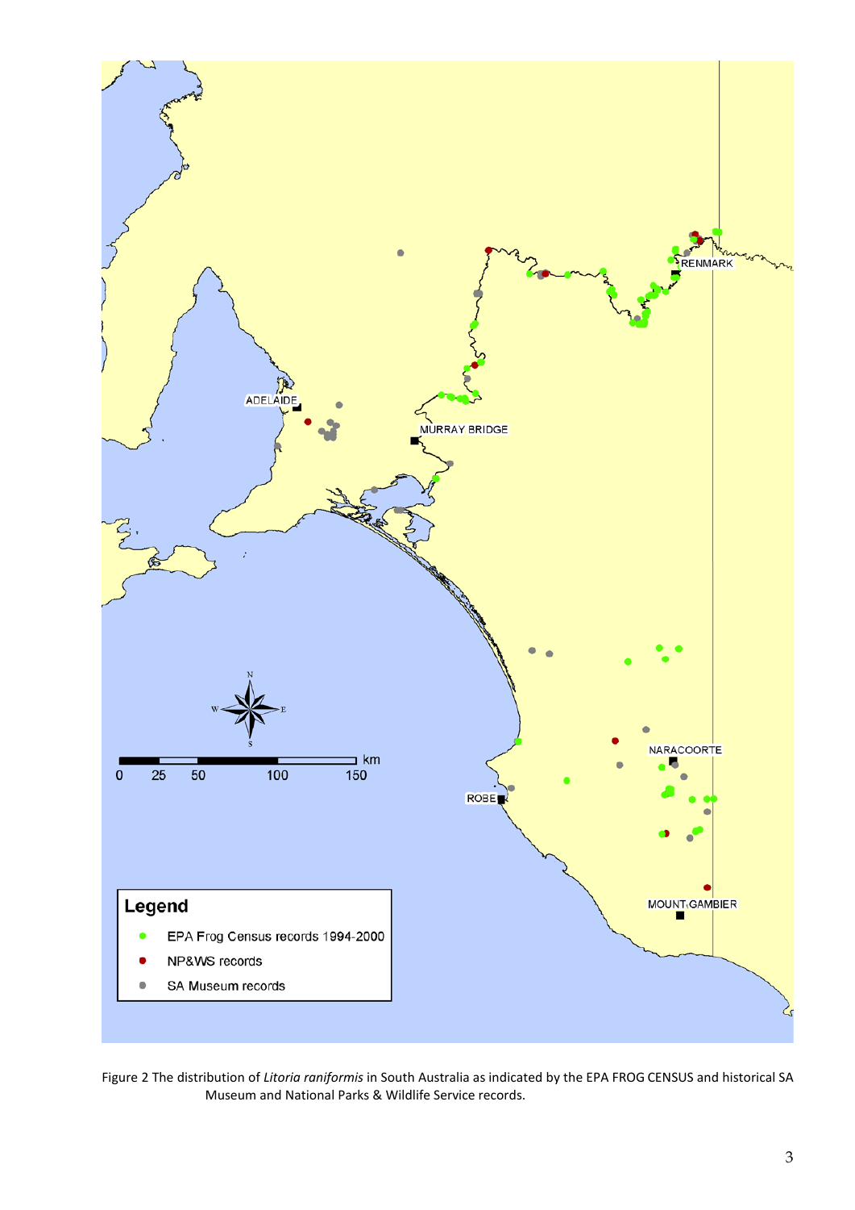Figure 2 The distribution of *Litoria raniformis* in South Australia as indicated by the EPA FROG CENSUS and historical SA Museum and National Parks & Wildlife Service records.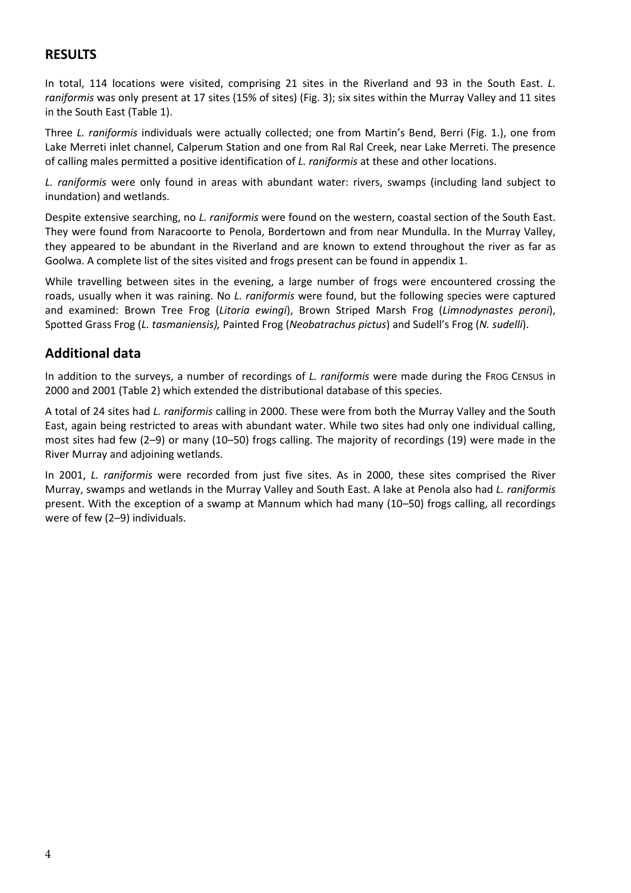## RESULTS

In total, 114 locations were visited, comprising 21 sites in the Riverland and 93 in the South East. *L. raniformis* was only present at 17 sites (15% of sites) (Fig. 3); six sites within the Murray Valley and 11 sites in the South East (Table 1).

Three *L. raniformis* individuals were actually collected; one from Martin's Bend, Berri (Fig. 1.), one from Lake Merreti inlet channel, Calperum Station and one from Ral Ral Creek, near Lake Merreti. The presence of calling males permitted a positive identification of *L. raniformis* at these and other locations.

*L. raniformis* were only found in areas with abundant water: rivers, swamps (including land subject to inundation) and wetlands.

Despite extensive searching, no *L. raniformis* were found on the western, coastal section of the South East. They were found from Naracoorte to Penola, Bordertown and from near Mundulla. In the Murray Valley, they appeared to be abundant in the Riverland and are known to extend throughout the river as far as Goolwa. A complete list of the sites visited and frogs present can be found in appendix 1.

While travelling between sites in the evening, a large number of frogs were encountered crossing the roads, usually when it was raining. No *L. raniformis* were found, but the following species were captured and examined: Brown Tree Frog (*Litoria ewingi*), Brown Striped Marsh Frog (*Limnodynastes peroni*), Spotted Grass Frog (*L. tasmaniensis),* Painted Frog (*Neobatrachus pictus*) and Sudell's Frog (*N. sudelli*).

## Additional data

In addition to the surveys, a number of recordings of *L. raniformis* were made during the FROG CENSUS in 2000 and 2001 (Table 2) which extended the distributional database of this species.

A total of 24 sites had *L. raniformis* calling in 2000. These were from both the Murray Valley and the South East, again being restricted to areas with abundant water. While two sites had only one individual calling, most sites had few (2–9) or many (10–50) frogs calling. The majority of recordings (19) were made in the River Murray and adjoining wetlands.

In 2001, *L. raniformis* were recorded from just five sites. As in 2000, these sites comprised the River Murray, swamps and wetlands in the Murray Valley and South East. A lake at Penola also had *L. raniformis* present. With the exception of a swamp at Mannum which had many (10–50) frogs calling, all recordings were of few (2–9) individuals.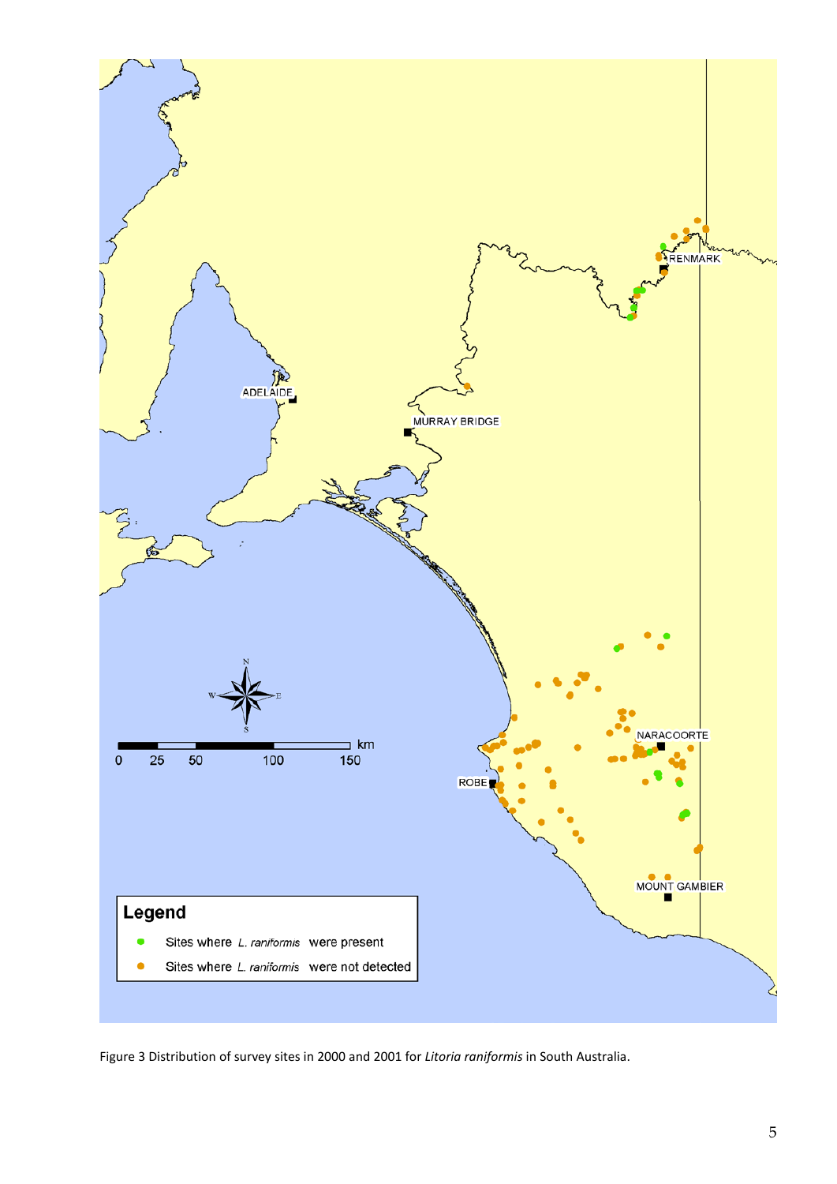Figure 3 Distribution of survey sites in 2000 and 2001 for *Litoria raniformis* in South Australia.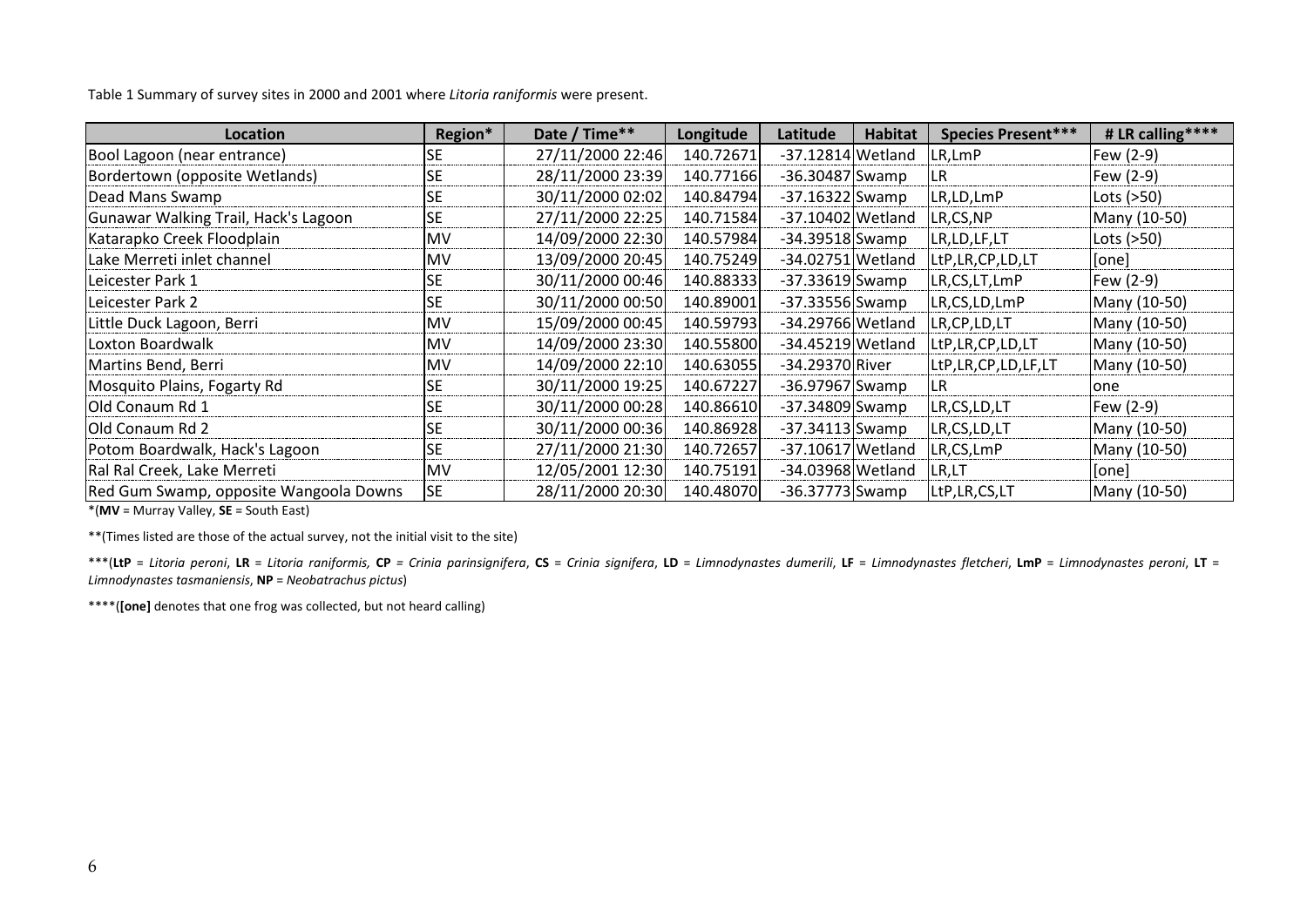Table 1 Summary of survey sites in 2000 and 2001 where *Litoria raniformis* were present.

| Location | Region* | Date / Time** | Longitude | Latitude | Habitat | Species Present*** | # LR calling**** |
|---|---|---|---|---|---|---|---|
| Bool Lagoon (near entrance) | SE | 27/11/2000 22:46 | 140.72671 | -37.12814 | Wetland | LR,LmP | Few (2-9) |
| Bordertown (opposite Wetlands) | SE | 28/11/2000 23:39 | 140.77166 | -36.30487 | Swamp | LR | Few (2-9) |
| Dead Mans Swamp | SE | 30/11/2000 02:02 | 140.84794 | -37.16322 | Swamp | LR,LD,LmP | Lots (>50) |
| Gunawar Walking Trail, Hack's Lagoon | SE | 27/11/2000 22:25 | 140.71584 | -37.10402 | Wetland | LR,CS,NP | Many (10-50) |
| Katarapko Creek Floodplain | MV | 14/09/2000 22:30 | 140.57984 | -34.39518 | Swamp | LR,LD,LF,LT | Lots (>50) |
| Lake Merreti inlet channel | MV | 13/09/2000 20:45 | 140.75249 | -34.02751 | Wetland | LtP,LR,CP,LD,LT | [one] |
| Leicester Park 1 | SE | 30/11/2000 00:46 | 140.88333 | -37.33619 | Swamp | LR,CS,LT,LmP | Few (2-9) |
| Leicester Park 2 | SE | 30/11/2000 00:50 | 140.89001 | -37.33556 | Swamp | LR,CS,LD,LmP | Many (10-50) |
| Little Duck Lagoon, Berri | MV | 15/09/2000 00:45 | 140.59793 | -34.29766 | Wetland | LR,CP,LD,LT | Many (10-50) |
| Loxton Boardwalk | MV | 14/09/2000 23:30 | 140.55800 | -34.45219 | Wetland | LtP,LR,CP,LD,LT | Many (10-50) |
| Martins Bend, Berri | MV | 14/09/2000 22:10 | 140.63055 | -34.29370 | River | LtP,LR,CP,LD,LF,LT | Many (10-50) |
| Mosquito Plains, Fogarty Rd | SE | 30/11/2000 19:25 | 140.67227 | -36.97967 | Swamp | LR | one |
| Old Conaum Rd 1 | SE | 30/11/2000 00:28 | 140.86610 | -37.34809 | Swamp | LR,CS,LD,LT | Few (2-9) |
| Old Conaum Rd 2 | SE | 30/11/2000 00:36 | 140.86928 | -37.34113 | Swamp | LR,CS,LD,LT | Many (10-50) |
| Potom Boardwalk, Hack's Lagoon | SE | 27/11/2000 21:30 | 140.72657 | -37.10617 | Wetland | LR,CS,LmP | Many (10-50) |
| Ral Ral Creek, Lake Merreti | MV | 12/05/2001 12:30 | 140.75191 | -34.03968 | Wetland | LR,LT | [one] |
| Red Gum Swamp, opposite Wangoola Downs | SE | 28/11/2000 20:30 | 140.48070 | -36.37773 | Swamp | LtP,LR,CS,LT | Many (10-50) |

*(**MV** = Murray Valley, **SE** = South East)

**(Times listed are those of the actual survey, not the initial visit to the site)

***(**LtP** = *Litoria peroni*, **LR** = *Litoria raniformis,* **CP** = *Crinia parinsignifera*, **CS** = *Crinia signifera*, **LD** = *Limnodynastes dumerili*, **LF** = *Limnodynastes fletcheri*, **LmP** = *Limnodynastes peroni*, **LT** = *Limnodynastes tasmaniensis*, **NP** = *Neobatrachus pictus*)

****(**[one]** denotes that one frog was collected, but not heard calling)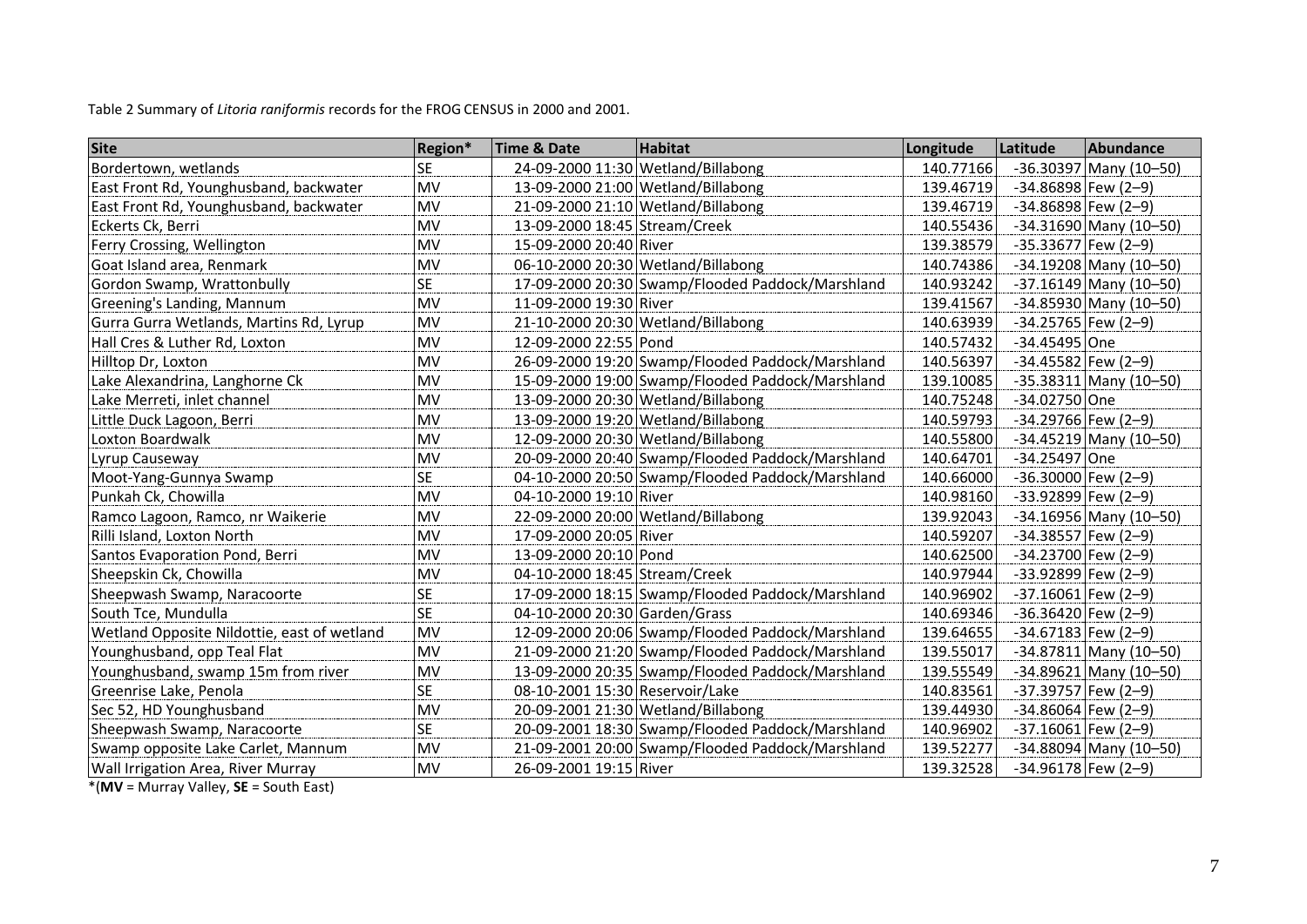Table 2 Summary of *Litoria raniformis* records for the FROG CENSUS in 2000 and 2001.

| Site | Region* | Time & Date | Habitat | Longitude | Latitude | Abundance |
|---|---|---|---|---|---|---|
| Bordertown, wetlands | SE | 24-09-2000 11:30 | Wetland/Billabong | 140.77166 | -36.30397 | Many (10–50) |
| East Front Rd, Younghusband, backwater | MV | 13-09-2000 21:00 | Wetland/Billabong | 139.46719 | -34.86898 | Few (2–9) |
| East Front Rd, Younghusband, backwater | MV | 21-09-2000 21:10 | Wetland/Billabong | 139.46719 | -34.86898 | Few (2–9) |
| Eckerts Ck, Berri | MV | 13-09-2000 18:45 | Stream/Creek | 140.55436 | -34.31690 | Many (10–50) |
| Ferry Crossing, Wellington | MV | 15-09-2000 20:40 | River | 139.38579 | -35.33677 | Few (2–9) |
| Goat Island area, Renmark | MV | 06-10-2000 20:30 | Wetland/Billabong | 140.74386 | -34.19208 | Many (10–50) |
| Gordon Swamp, Wrattonbully | SE | 17-09-2000 20:30 | Swamp/Flooded Paddock/Marshland | 140.93242 | -37.16149 | Many (10–50) |
| Greening's Landing, Mannum | MV | 11-09-2000 19:30 | River | 139.41567 | -34.85930 | Many (10–50) |
| Gurra Gurra Wetlands, Martins Rd, Lyrup | MV | 21-10-2000 20:30 | Wetland/Billabong | 140.63939 | -34.25765 | Few (2–9) |
| Hall Cres & Luther Rd, Loxton | MV | 12-09-2000 22:55 | Pond | 140.57432 | -34.45495 | One |
| Hilltop Dr, Loxton | MV | 26-09-2000 19:20 | Swamp/Flooded Paddock/Marshland | 140.56397 | -34.45582 | Few (2–9) |
| Lake Alexandrina, Langhorne Ck | MV | 15-09-2000 19:00 | Swamp/Flooded Paddock/Marshland | 139.10085 | -35.38311 | Many (10–50) |
| Lake Merreti, inlet channel | MV | 13-09-2000 20:30 | Wetland/Billabong | 140.75248 | -34.02750 | One |
| Little Duck Lagoon, Berri | MV | 13-09-2000 19:20 | Wetland/Billabong | 140.59793 | -34.29766 | Few (2–9) |
| Loxton Boardwalk | MV | 12-09-2000 20:30 | Wetland/Billabong | 140.55800 | -34.45219 | Many (10–50) |
| Lyrup Causeway | MV | 20-09-2000 20:40 | Swamp/Flooded Paddock/Marshland | 140.64701 | -34.25497 | One |
| Moot-Yang-Gunnya Swamp | SE | 04-10-2000 20:50 | Swamp/Flooded Paddock/Marshland | 140.66000 | -36.30000 | Few (2–9) |
| Punkah Ck, Chowilla | MV | 04-10-2000 19:10 | River | 140.98160 | -33.92899 | Few (2–9) |
| Ramco Lagoon, Ramco, nr Waikerie | MV | 22-09-2000 20:00 | Wetland/Billabong | 139.92043 | -34.16956 | Many (10–50) |
| Rilli Island, Loxton North | MV | 17-09-2000 20:05 | River | 140.59207 | -34.38557 | Few (2–9) |
| Santos Evaporation Pond, Berri | MV | 13-09-2000 20:10 | Pond | 140.62500 | -34.23700 | Few (2–9) |
| Sheepskin Ck, Chowilla | MV | 04-10-2000 18:45 | Stream/Creek | 140.97944 | -33.92899 | Few (2–9) |
| Sheepwash Swamp, Naracoorte | SE | 17-09-2000 18:15 | Swamp/Flooded Paddock/Marshland | 140.96902 | -37.16061 | Few (2–9) |
| South Tce, Mundulla | SE | 04-10-2000 20:30 | Garden/Grass | 140.69346 | -36.36420 | Few (2–9) |
| Wetland Opposite Nildottie, east of wetland | MV | 12-09-2000 20:06 | Swamp/Flooded Paddock/Marshland | 139.64655 | -34.67183 | Few (2–9) |
| Younghusband, opp Teal Flat | MV | 21-09-2000 21:20 | Swamp/Flooded Paddock/Marshland | 139.55017 | -34.87811 | Many (10–50) |
| Younghusband, swamp 15m from river | MV | 13-09-2000 20:35 | Swamp/Flooded Paddock/Marshland | 139.55549 | -34.89621 | Many (10–50) |
| Greenrise Lake, Penola | SE | 08-10-2001 15:30 | Reservoir/Lake | 140.83561 | -37.39757 | Few (2–9) |
| Sec 52, HD Younghusband | MV | 20-09-2001 21:30 | Wetland/Billabong | 139.44930 | -34.86064 | Few (2–9) |
| Sheepwash Swamp, Naracoorte | SE | 20-09-2001 18:30 | Swamp/Flooded Paddock/Marshland | 140.96902 | -37.16061 | Few (2–9) |
| Swamp opposite Lake Carlet, Mannum | MV | 21-09-2001 20:00 | Swamp/Flooded Paddock/Marshland | 139.52277 | -34.88094 | Many (10–50) |
| Wall Irrigation Area, River Murray | MV | 26-09-2001 19:15 | River | 139.32528 | -34.96178 | Few (2–9) |

*(**MV** = Murray Valley, **SE** = South East)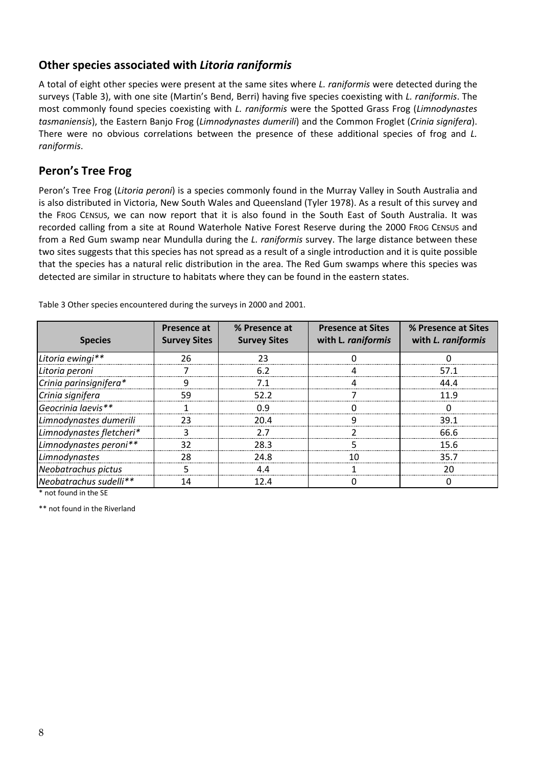## Other species associated with *Litoria raniformis*

A total of eight other species were present at the same sites where *L. raniformis* were detected during the surveys (Table 3), with one site (Martin's Bend, Berri) having five species coexisting with *L. raniformis*. The most commonly found species coexisting with *L. raniformis* were the Spotted Grass Frog (*Limnodynastes tasmaniensis*), the Eastern Banjo Frog (*Limnodynastes dumerili*) and the Common Froglet (*Crinia signifera*). There were no obvious correlations between the presence of these additional species of frog and *L. raniformis*.

## Peron's Tree Frog

Peron's Tree Frog (*Litoria peroni*) is a species commonly found in the Murray Valley in South Australia and is also distributed in Victoria, New South Wales and Queensland (Tyler 1978). As a result of this survey and the FROG CENSUS, we can now report that it is also found in the South East of South Australia. It was recorded calling from a site at Round Waterhole Native Forest Reserve during the 2000 FROG CENSUS and from a Red Gum swamp near Mundulla during the *L. raniformis* survey. The large distance between these two sites suggests that this species has not spread as a result of a single introduction and it is quite possible that the species has a natural relic distribution in the area. The Red Gum swamps where this species was detected are similar in structure to habitats where they can be found in the eastern states.

Table 3 Other species encountered during the surveys in 2000 and 2001.

| Species | Presence at Survey Sites | % Presence at Survey Sites | Presence at Sites with L. *raniformis* | % Presence at Sites with *L. raniformis* |
|---|---|---|---|---|
| *Litoria ewingi*** | 26 | 23 | 0 | 0 |
| *Litoria peroni* | 7 | 6.2 | 4 | 57.1 |
| *Crinia parinsignifera** | 9 | 7.1 | 4 | 44.4 |
| *Crinia signifera* | 59 | 52.2 | 7 | 11.9 |
| *Geocrinia laevis*** | 1 | 0.9 | 0 | 0 |
| *Limnodynastes dumerili* | 23 | 20.4 | 9 | 39.1 |
| *Limnodynastes fletcheri** | 3 | 2.7 | 2 | 66.6 |
| *Limnodynastes peroni*** | 32 | 28.3 | 5 | 15.6 |
| *Limnodynastes* | 28 | 24.8 | 10 | 35.7 |
| *Neobatrachus pictus* | 5 | 4.4 | 1 | 20 |
| *Neobatrachus sudelli*** | 14 | 12.4 | 0 | 0 |

* not found in the SE

** not found in the Riverland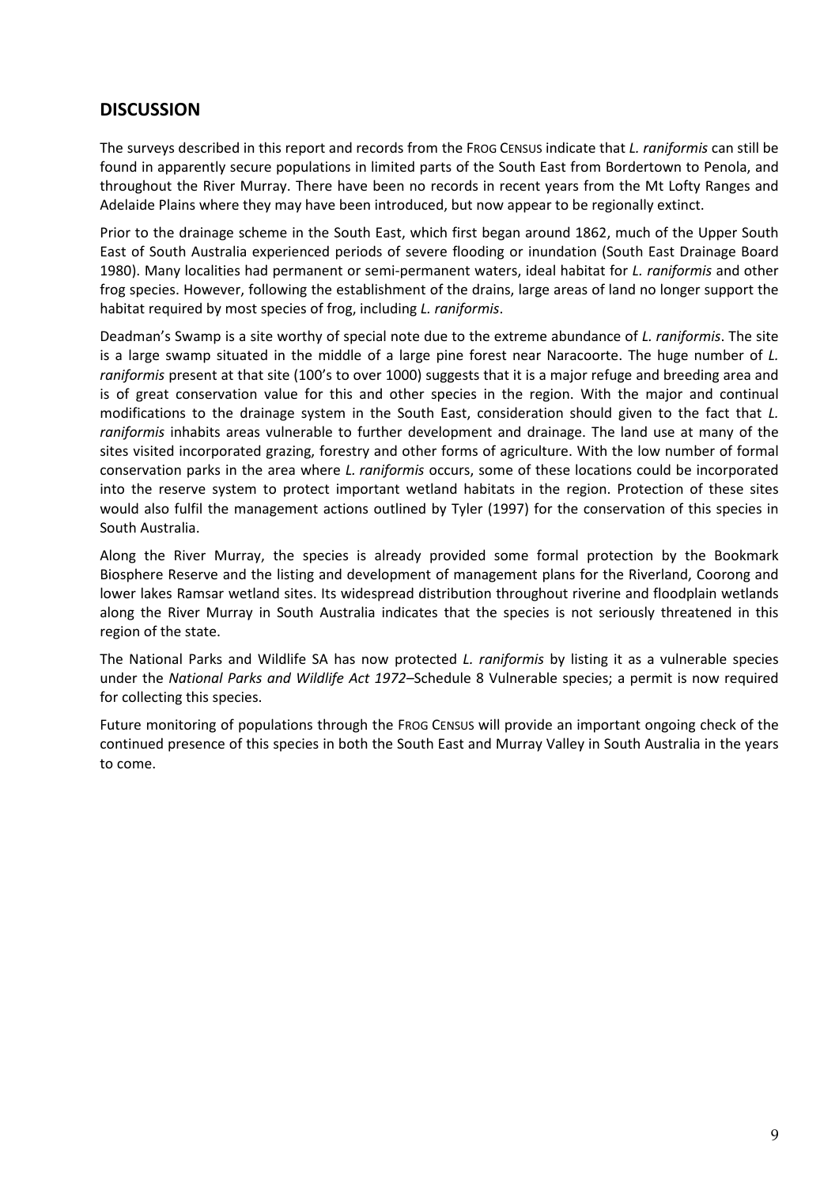## DISCUSSION

The surveys described in this report and records from the FROG CENSUS indicate that *L. raniformis* can still be found in apparently secure populations in limited parts of the South East from Bordertown to Penola, and throughout the River Murray. There have been no records in recent years from the Mt Lofty Ranges and Adelaide Plains where they may have been introduced, but now appear to be regionally extinct.

Prior to the drainage scheme in the South East, which first began around 1862, much of the Upper South East of South Australia experienced periods of severe flooding or inundation (South East Drainage Board 1980). Many localities had permanent or semi-permanent waters, ideal habitat for *L. raniformis* and other frog species. However, following the establishment of the drains, large areas of land no longer support the habitat required by most species of frog, including *L. raniformis*.

Deadman's Swamp is a site worthy of special note due to the extreme abundance of *L. raniformis*. The site is a large swamp situated in the middle of a large pine forest near Naracoorte. The huge number of *L. raniformis* present at that site (100's to over 1000) suggests that it is a major refuge and breeding area and is of great conservation value for this and other species in the region. With the major and continual modifications to the drainage system in the South East, consideration should given to the fact that *L. raniformis* inhabits areas vulnerable to further development and drainage. The land use at many of the sites visited incorporated grazing, forestry and other forms of agriculture. With the low number of formal conservation parks in the area where *L. raniformis* occurs, some of these locations could be incorporated into the reserve system to protect important wetland habitats in the region. Protection of these sites would also fulfil the management actions outlined by Tyler (1997) for the conservation of this species in South Australia.

Along the River Murray, the species is already provided some formal protection by the Bookmark Biosphere Reserve and the listing and development of management plans for the Riverland, Coorong and lower lakes Ramsar wetland sites. Its widespread distribution throughout riverine and floodplain wetlands along the River Murray in South Australia indicates that the species is not seriously threatened in this region of the state.

The National Parks and Wildlife SA has now protected *L. raniformis* by listing it as a vulnerable species under the *National Parks and Wildlife Act 1972*–Schedule 8 Vulnerable species; a permit is now required for collecting this species.

Future monitoring of populations through the FROG CENSUS will provide an important ongoing check of the continued presence of this species in both the South East and Murray Valley in South Australia in the years to come.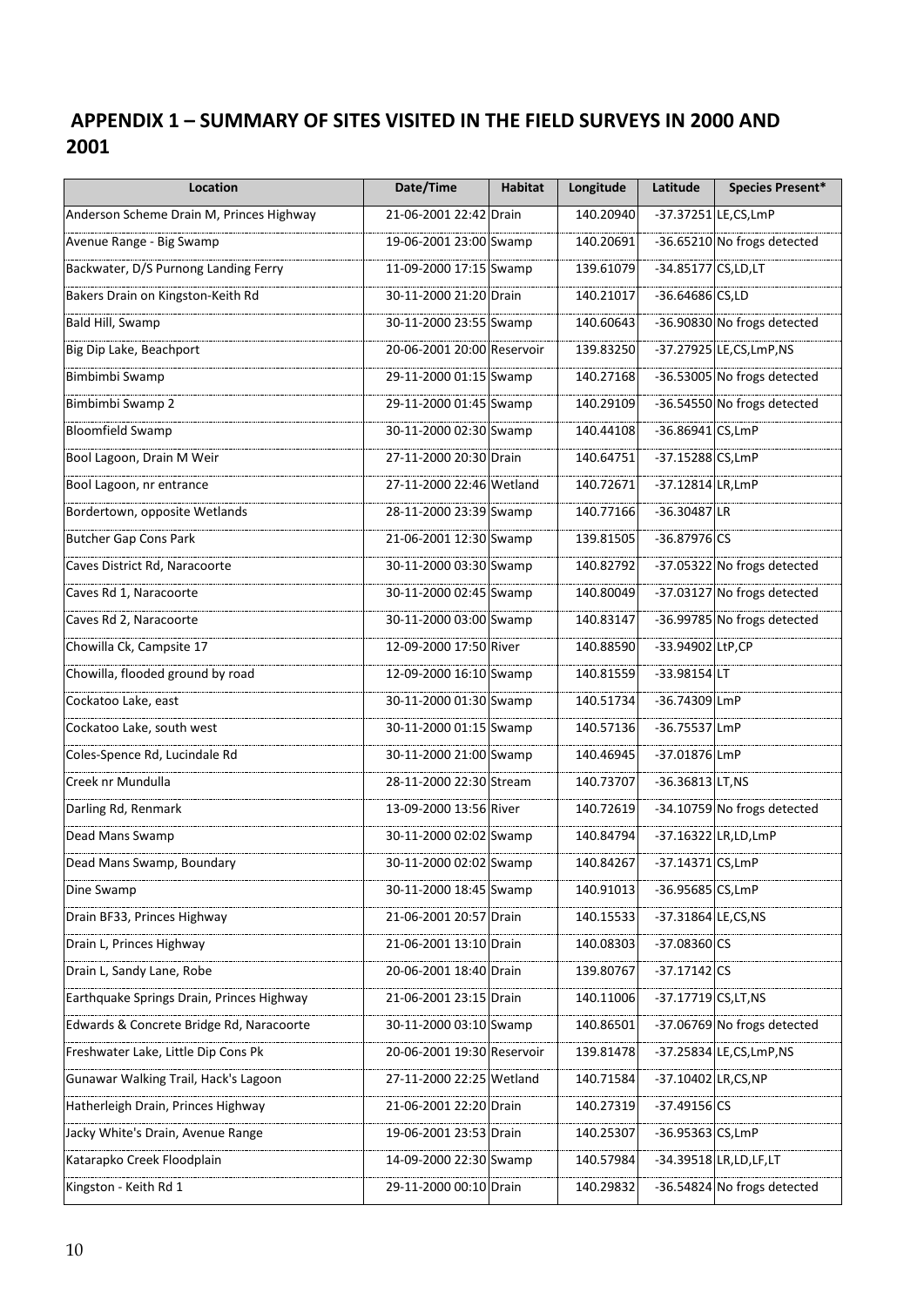## APPENDIX 1 – SUMMARY OF SITES VISITED IN THE FIELD SURVEYS IN 2000 AND 2001

| Location | Date/Time | Habitat | Longitude | Latitude | Species Present* |
|---|---|---|---|---|---|
| Anderson Scheme Drain M, Princes Highway | 21-06-2001 22:42 | Drain | 140.20940 | -37.37251 | LE,CS,LmP |
| Avenue Range - Big Swamp | 19-06-2001 23:00 | Swamp | 140.20691 | -36.65210 | No frogs detected |
| Backwater, D/S Purnong Landing Ferry | 11-09-2000 17:15 | Swamp | 139.61079 | -34.85177 | CS,LD,LT |
| Bakers Drain on Kingston-Keith Rd | 30-11-2000 21:20 | Drain | 140.21017 | -36.64686 | CS,LD |
| Bald Hill, Swamp | 30-11-2000 23:55 | Swamp | 140.60643 | -36.90830 | No frogs detected |
| Big Dip Lake, Beachport | 20-06-2001 20:00 | Reservoir | 139.83250 | -37.27925 | LE,CS,LmP,NS |
| Bimbimbi Swamp | 29-11-2000 01:15 | Swamp | 140.27168 | -36.53005 | No frogs detected |
| Bimbimbi Swamp 2 | 29-11-2000 01:45 | Swamp | 140.29109 | -36.54550 | No frogs detected |
| Bloomfield Swamp | 30-11-2000 02:30 | Swamp | 140.44108 | -36.86941 | CS,LmP |
| Bool Lagoon, Drain M Weir | 27-11-2000 20:30 | Drain | 140.64751 | -37.15288 | CS,LmP |
| Bool Lagoon, nr entrance | 27-11-2000 22:46 | Wetland | 140.72671 | -37.12814 | LR,LmP |
| Bordertown, opposite Wetlands | 28-11-2000 23:39 | Swamp | 140.77166 | -36.30487 | LR |
| Butcher Gap Cons Park | 21-06-2001 12:30 | Swamp | 139.81505 | -36.87976 | CS |
| Caves District Rd, Naracoorte | 30-11-2000 03:30 | Swamp | 140.82792 | -37.05322 | No frogs detected |
| Caves Rd 1, Naracoorte | 30-11-2000 02:45 | Swamp | 140.80049 | -37.03127 | No frogs detected |
| Caves Rd 2, Naracoorte | 30-11-2000 03:00 | Swamp | 140.83147 | -36.99785 | No frogs detected |
| Chowilla Ck, Campsite 17 | 12-09-2000 17:50 | River | 140.88590 | -33.94902 | LtP,CP |
| Chowilla, flooded ground by road | 12-09-2000 16:10 | Swamp | 140.81559 | -33.98154 | LT |
| Cockatoo Lake, east | 30-11-2000 01:30 | Swamp | 140.51734 | -36.74309 | LmP |
| Cockatoo Lake, south west | 30-11-2000 01:15 | Swamp | 140.57136 | -36.75537 | LmP |
| Coles-Spence Rd, Lucindale Rd | 30-11-2000 21:00 | Swamp | 140.46945 | -37.01876 | LmP |
| Creek nr Mundulla | 28-11-2000 22:30 | Stream | 140.73707 | -36.36813 | LT,NS |
| Darling Rd, Renmark | 13-09-2000 13:56 | River | 140.72619 | -34.10759 | No frogs detected |
| Dead Mans Swamp | 30-11-2000 02:02 | Swamp | 140.84794 | -37.16322 | LR,LD,LmP |
| Dead Mans Swamp, Boundary | 30-11-2000 02:02 | Swamp | 140.84267 | -37.14371 | CS,LmP |
| Dine Swamp | 30-11-2000 18:45 | Swamp | 140.91013 | -36.95685 | CS,LmP |
| Drain BF33, Princes Highway | 21-06-2001 20:57 | Drain | 140.15533 | -37.31864 | LE,CS,NS |
| Drain L, Princes Highway | 21-06-2001 13:10 | Drain | 140.08303 | -37.08360 | CS |
| Drain L, Sandy Lane, Robe | 20-06-2001 18:40 | Drain | 139.80767 | -37.17142 | CS |
| Earthquake Springs Drain, Princes Highway | 21-06-2001 23:15 | Drain | 140.11006 | -37.17719 | CS,LT,NS |
| Edwards & Concrete Bridge Rd, Naracoorte | 30-11-2000 03:10 | Swamp | 140.86501 | -37.06769 | No frogs detected |
| Freshwater Lake, Little Dip Cons Pk | 20-06-2001 19:30 | Reservoir | 139.81478 | -37.25834 | LE,CS,LmP,NS |
| Gunawar Walking Trail, Hack's Lagoon | 27-11-2000 22:25 | Wetland | 140.71584 | -37.10402 | LR,CS,NP |
| Hatherleigh Drain, Princes Highway | 21-06-2001 22:20 | Drain | 140.27319 | -37.49156 | CS |
| Jacky White's Drain, Avenue Range | 19-06-2001 23:53 | Drain | 140.25307 | -36.95363 | CS,LmP |
| Katarapko Creek Floodplain | 14-09-2000 22:30 | Swamp | 140.57984 | -34.39518 | LR,LD,LF,LT |
| Kingston - Keith Rd 1 | 29-11-2000 00:10 | Drain | 140.29832 | -36.54824 | No frogs detected |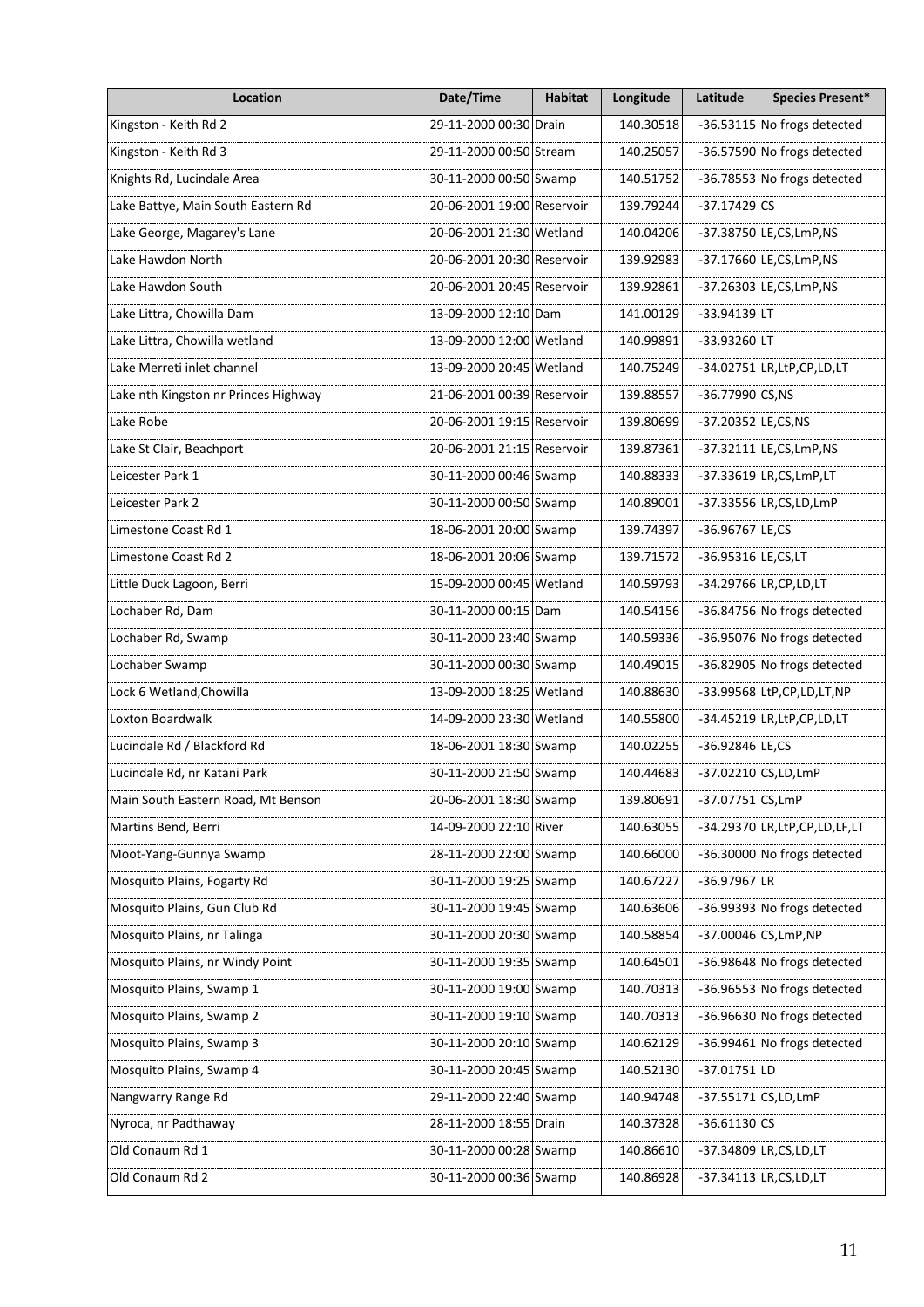| Location | Date/Time | Habitat | Longitude | Latitude | Species Present* |
|---|---|---|---|---|---|
| Kingston - Keith Rd 2 | 29-11-2000 00:30 | Drain | 140.30518 | -36.53115 | No frogs detected |
| Kingston - Keith Rd 3 | 29-11-2000 00:50 | Stream | 140.25057 | -36.57590 | No frogs detected |
| Knights Rd, Lucindale Area | 30-11-2000 00:50 | Swamp | 140.51752 | -36.78553 | No frogs detected |
| Lake Battye, Main South Eastern Rd | 20-06-2001 19:00 | Reservoir | 139.79244 | -37.17429 | CS |
| Lake George, Magarey's Lane | 20-06-2001 21:30 | Wetland | 140.04206 | -37.38750 | LE,CS,LmP,NS |
| Lake Hawdon North | 20-06-2001 20:30 | Reservoir | 139.92983 | -37.17660 | LE,CS,LmP,NS |
| Lake Hawdon South | 20-06-2001 20:45 | Reservoir | 139.92861 | -37.26303 | LE,CS,LmP,NS |
| Lake Littra, Chowilla Dam | 13-09-2000 12:10 | Dam | 141.00129 | -33.94139 | LT |
| Lake Littra, Chowilla wetland | 13-09-2000 12:00 | Wetland | 140.99891 | -33.93260 | LT |
| Lake Merreti inlet channel | 13-09-2000 20:45 | Wetland | 140.75249 | -34.02751 | LR,LtP,CP,LD,LT |
| Lake nth Kingston nr Princes Highway | 21-06-2001 00:39 | Reservoir | 139.88557 | -36.77990 | CS,NS |
| Lake Robe | 20-06-2001 19:15 | Reservoir | 139.80699 | -37.20352 | LE,CS,NS |
| Lake St Clair, Beachport | 20-06-2001 21:15 | Reservoir | 139.87361 | -37.32111 | LE,CS,LmP,NS |
| Leicester Park 1 | 30-11-2000 00:46 | Swamp | 140.88333 | -37.33619 | LR,CS,LmP,LT |
| Leicester Park 2 | 30-11-2000 00:50 | Swamp | 140.89001 | -37.33556 | LR,CS,LD,LmP |
| Limestone Coast Rd 1 | 18-06-2001 20:00 | Swamp | 139.74397 | -36.96767 | LE,CS |
| Limestone Coast Rd 2 | 18-06-2001 20:06 | Swamp | 139.71572 | -36.95316 | LE,CS,LT |
| Little Duck Lagoon, Berri | 15-09-2000 00:45 | Wetland | 140.59793 | -34.29766 | LR,CP,LD,LT |
| Lochaber Rd, Dam | 30-11-2000 00:15 | Dam | 140.54156 | -36.84756 | No frogs detected |
| Lochaber Rd, Swamp | 30-11-2000 23:40 | Swamp | 140.59336 | -36.95076 | No frogs detected |
| Lochaber Swamp | 30-11-2000 00:30 | Swamp | 140.49015 | -36.82905 | No frogs detected |
| Lock 6 Wetland,Chowilla | 13-09-2000 18:25 | Wetland | 140.88630 | -33.99568 | LtP,CP,LD,LT,NP |
| Loxton Boardwalk | 14-09-2000 23:30 | Wetland | 140.55800 | -34.45219 | LR,LtP,CP,LD,LT |
| Lucindale Rd / Blackford Rd | 18-06-2001 18:30 | Swamp | 140.02255 | -36.92846 | LE,CS |
| Lucindale Rd, nr Katani Park | 30-11-2000 21:50 | Swamp | 140.44683 | -37.02210 | CS,LD,LmP |
| Main South Eastern Road, Mt Benson | 20-06-2001 18:30 | Swamp | 139.80691 | -37.07751 | CS,LmP |
| Martins Bend, Berri | 14-09-2000 22:10 | River | 140.63055 | -34.29370 | LR,LtP,CP,LD,LF,LT |
| Moot-Yang-Gunnya Swamp | 28-11-2000 22:00 | Swamp | 140.66000 | -36.30000 | No frogs detected |
| Mosquito Plains, Fogarty Rd | 30-11-2000 19:25 | Swamp | 140.67227 | -36.97967 | LR |
| Mosquito Plains, Gun Club Rd | 30-11-2000 19:45 | Swamp | 140.63606 | -36.99393 | No frogs detected |
| Mosquito Plains, nr Talinga | 30-11-2000 20:30 | Swamp | 140.58854 | -37.00046 | CS,LmP,NP |
| Mosquito Plains, nr Windy Point | 30-11-2000 19:35 | Swamp | 140.64501 | -36.98648 | No frogs detected |
| Mosquito Plains, Swamp 1 | 30-11-2000 19:00 | Swamp | 140.70313 | -36.96553 | No frogs detected |
| Mosquito Plains, Swamp 2 | 30-11-2000 19:10 | Swamp | 140.70313 | -36.96630 | No frogs detected |
| Mosquito Plains, Swamp 3 | 30-11-2000 20:10 | Swamp | 140.62129 | -36.99461 | No frogs detected |
| Mosquito Plains, Swamp 4 | 30-11-2000 20:45 | Swamp | 140.52130 | -37.01751 | LD |
| Nangwarry Range Rd | 29-11-2000 22:40 | Swamp | 140.94748 | -37.55171 | CS,LD,LmP |
| Nyroca, nr Padthaway | 28-11-2000 18:55 | Drain | 140.37328 | -36.61130 | CS |
| Old Conaum Rd 1 | 30-11-2000 00:28 | Swamp | 140.86610 | -37.34809 | LR,CS,LD,LT |
| Old Conaum Rd 2 | 30-11-2000 00:36 | Swamp | 140.86928 | -37.34113 | LR,CS,LD,LT |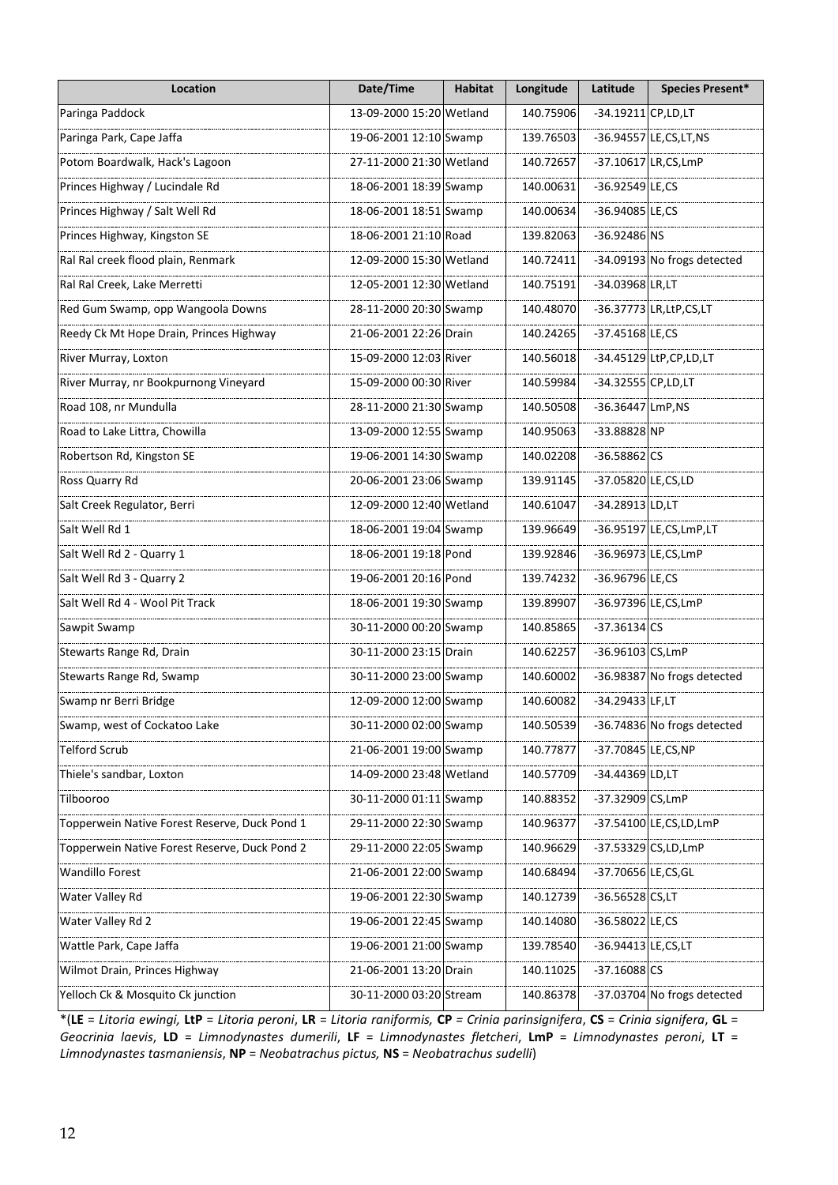| Location | Date/Time | Habitat | Longitude | Latitude | Species Present* |
|---|---|---|---|---|---|
| Paringa Paddock | 13-09-2000 15:20 | Wetland | 140.75906 | -34.19211 | CP,LD,LT |
| Paringa Park, Cape Jaffa | 19-06-2001 12:10 | Swamp | 139.76503 | -36.94557 | LE,CS,LT,NS |
| Potom Boardwalk, Hack's Lagoon | 27-11-2000 21:30 | Wetland | 140.72657 | -37.10617 | LR,CS,LmP |
| Princes Highway / Lucindale Rd | 18-06-2001 18:39 | Swamp | 140.00631 | -36.92549 | LE,CS |
| Princes Highway / Salt Well Rd | 18-06-2001 18:51 | Swamp | 140.00634 | -36.94085 | LE,CS |
| Princes Highway, Kingston SE | 18-06-2001 21:10 | Road | 139.82063 | -36.92486 | NS |
| Ral Ral creek flood plain, Renmark | 12-09-2000 15:30 | Wetland | 140.72411 | -34.09193 | No frogs detected |
| Ral Ral Creek, Lake Merretti | 12-05-2001 12:30 | Wetland | 140.75191 | -34.03968 | LR,LT |
| Red Gum Swamp, opp Wangoola Downs | 28-11-2000 20:30 | Swamp | 140.48070 | -36.37773 | LR,LtP,CS,LT |
| Reedy Ck Mt Hope Drain, Princes Highway | 21-06-2001 22:26 | Drain | 140.24265 | -37.45168 | LE,CS |
| River Murray, Loxton | 15-09-2000 12:03 | River | 140.56018 | -34.45129 | LtP,CP,LD,LT |
| River Murray, nr Bookpurnong Vineyard | 15-09-2000 00:30 | River | 140.59984 | -34.32555 | CP,LD,LT |
| Road 108, nr Mundulla | 28-11-2000 21:30 | Swamp | 140.50508 | -36.36447 | LmP,NS |
| Road to Lake Littra, Chowilla | 13-09-2000 12:55 | Swamp | 140.95063 | -33.88828 | NP |
| Robertson Rd, Kingston SE | 19-06-2001 14:30 | Swamp | 140.02208 | -36.58862 | CS |
| Ross Quarry Rd | 20-06-2001 23:06 | Swamp | 139.91145 | -37.05820 | LE,CS,LD |
| Salt Creek Regulator, Berri | 12-09-2000 12:40 | Wetland | 140.61047 | -34.28913 | LD,LT |
| Salt Well Rd 1 | 18-06-2001 19:04 | Swamp | 139.96649 | -36.95197 | LE,CS,LmP,LT |
| Salt Well Rd 2 - Quarry 1 | 18-06-2001 19:18 | Pond | 139.92846 | -36.96973 | LE,CS,LmP |
| Salt Well Rd 3 - Quarry 2 | 19-06-2001 20:16 | Pond | 139.74232 | -36.96796 | LE,CS |
| Salt Well Rd 4 - Wool Pit Track | 18-06-2001 19:30 | Swamp | 139.89907 | -36.97396 | LE,CS,LmP |
| Sawpit Swamp | 30-11-2000 00:20 | Swamp | 140.85865 | -37.36134 | CS |
| Stewarts Range Rd, Drain | 30-11-2000 23:15 | Drain | 140.62257 | -36.96103 | CS,LmP |
| Stewarts Range Rd, Swamp | 30-11-2000 23:00 | Swamp | 140.60002 | -36.98387 | No frogs detected |
| Swamp nr Berri Bridge | 12-09-2000 12:00 | Swamp | 140.60082 | -34.29433 | LF,LT |
| Swamp, west of Cockatoo Lake | 30-11-2000 02:00 | Swamp | 140.50539 | -36.74836 | No frogs detected |
| Telford Scrub | 21-06-2001 19:00 | Swamp | 140.77877 | -37.70845 | LE,CS,NP |
| Thiele's sandbar, Loxton | 14-09-2000 23:48 | Wetland | 140.57709 | -34.44369 | LD,LT |
| Tilbooroo | 30-11-2000 01:11 | Swamp | 140.88352 | -37.32909 | CS,LmP |
| Topperwein Native Forest Reserve, Duck Pond 1 | 29-11-2000 22:30 | Swamp | 140.96377 | -37.54100 | LE,CS,LD,LmP |
| Topperwein Native Forest Reserve, Duck Pond 2 | 29-11-2000 22:05 | Swamp | 140.96629 | -37.53329 | CS,LD,LmP |
| Wandillo Forest | 21-06-2001 22:00 | Swamp | 140.68494 | -37.70656 | LE,CS,GL |
| Water Valley Rd | 19-06-2001 22:30 | Swamp | 140.12739 | -36.56528 | CS,LT |
| Water Valley Rd 2 | 19-06-2001 22:45 | Swamp | 140.14080 | -36.58022 | LE,CS |
| Wattle Park, Cape Jaffa | 19-06-2001 21:00 | Swamp | 139.78540 | -36.94413 | LE,CS,LT |
| Wilmot Drain, Princes Highway | 21-06-2001 13:20 | Drain | 140.11025 | -37.16088 | CS |
| Yelloch Ck & Mosquito Ck junction | 30-11-2000 03:20 | Stream | 140.86378 | -37.03704 | No frogs detected |

*(**LE** = *Litoria ewingi,* **LtP** = *Litoria peroni*, **LR** = *Litoria raniformis,* **CP** = *Crinia parinsignifera*, **CS** = *Crinia signifera*, **GL** = *Geocrinia laevis*, **LD** = *Limnodynastes dumerili*, **LF** = *Limnodynastes fletcheri*, **LmP** = *Limnodynastes peroni*, **LT** = *Limnodynastes tasmaniensis*, **NP** = *Neobatrachus pictus,* **NS** = *Neobatrachus sudelli*)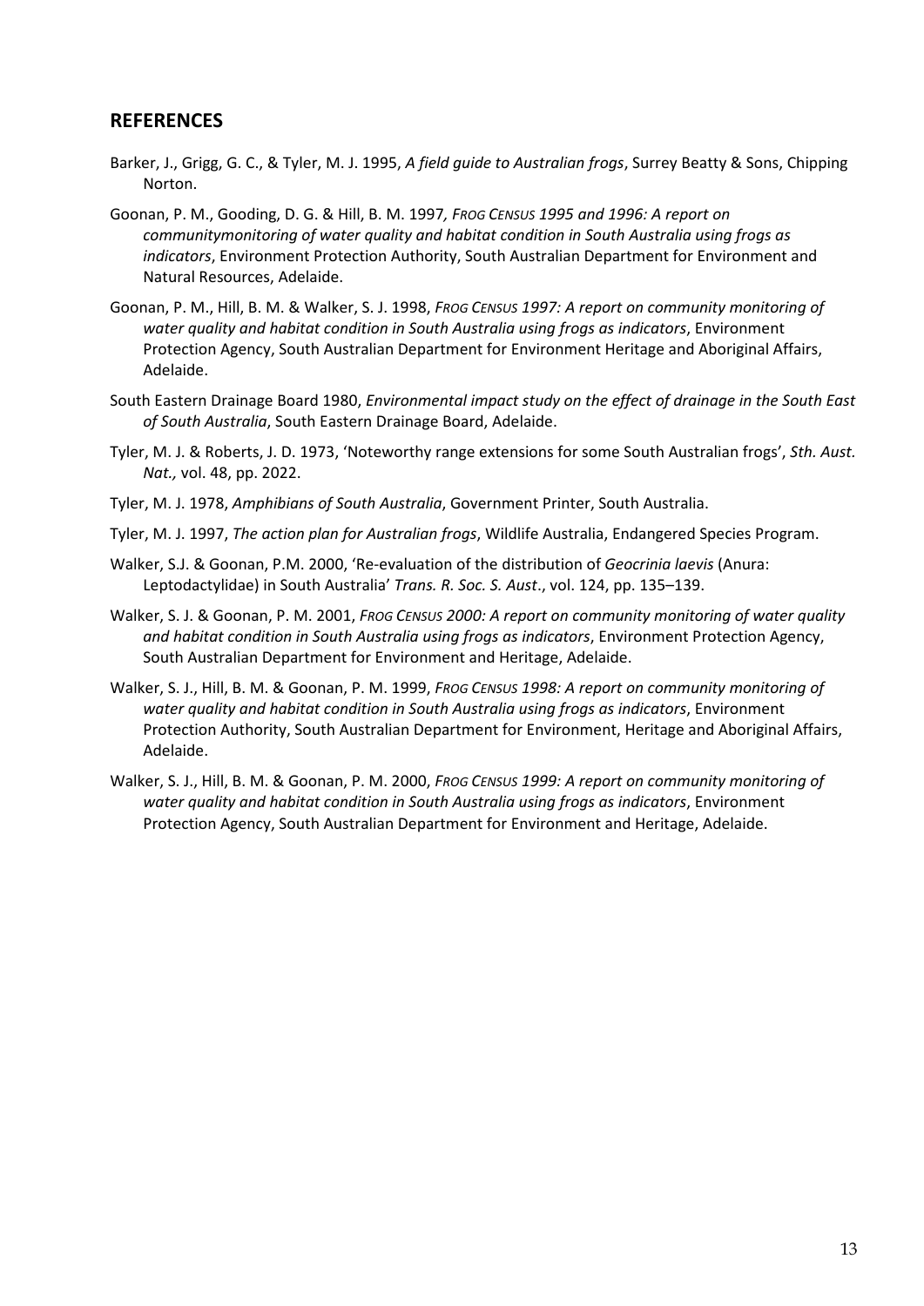## REFERENCES

Barker, J., Grigg, G. C., & Tyler, M. J. 1995, *A field guide to Australian frogs*, Surrey Beatty & Sons, Chipping Norton.

Goonan, P. M., Gooding, D. G. & Hill, B. M. 1997*, FROG CENSUS 1995 and 1996: A report on communitymonitoring of water quality and habitat condition in South Australia using frogs as indicators*, Environment Protection Authority, South Australian Department for Environment and Natural Resources, Adelaide.

Goonan, P. M., Hill, B. M. & Walker, S. J. 1998, *FROG CENSUS 1997: A report on community monitoring of water quality and habitat condition in South Australia using frogs as indicators*, Environment Protection Agency, South Australian Department for Environment Heritage and Aboriginal Affairs, Adelaide.

South Eastern Drainage Board 1980, *Environmental impact study on the effect of drainage in the South East of South Australia*, South Eastern Drainage Board, Adelaide.

Tyler, M. J. & Roberts, J. D. 1973, 'Noteworthy range extensions for some South Australian frogs', *Sth. Aust. Nat.,* vol. 48, pp. 2022.

Tyler, M. J. 1978, *Amphibians of South Australia*, Government Printer, South Australia.

Tyler, M. J. 1997, *The action plan for Australian frogs*, Wildlife Australia, Endangered Species Program.

Walker, S.J. & Goonan, P.M. 2000, 'Re-evaluation of the distribution of *Geocrinia laevis* (Anura: Leptodactylidae) in South Australia' *Trans. R. Soc. S. Aust*., vol. 124, pp. 135–139.

Walker, S. J. & Goonan, P. M. 2001, *FROG CENSUS 2000: A report on community monitoring of water quality and habitat condition in South Australia using frogs as indicators*, Environment Protection Agency, South Australian Department for Environment and Heritage, Adelaide.

Walker, S. J., Hill, B. M. & Goonan, P. M. 1999, *FROG CENSUS 1998: A report on community monitoring of water quality and habitat condition in South Australia using frogs as indicators*, Environment Protection Authority, South Australian Department for Environment, Heritage and Aboriginal Affairs, Adelaide.

Walker, S. J., Hill, B. M. & Goonan, P. M. 2000, *FROG CENSUS 1999: A report on community monitoring of water quality and habitat condition in South Australia using frogs as indicators*, Environment Protection Agency, South Australian Department for Environment and Heritage, Adelaide.